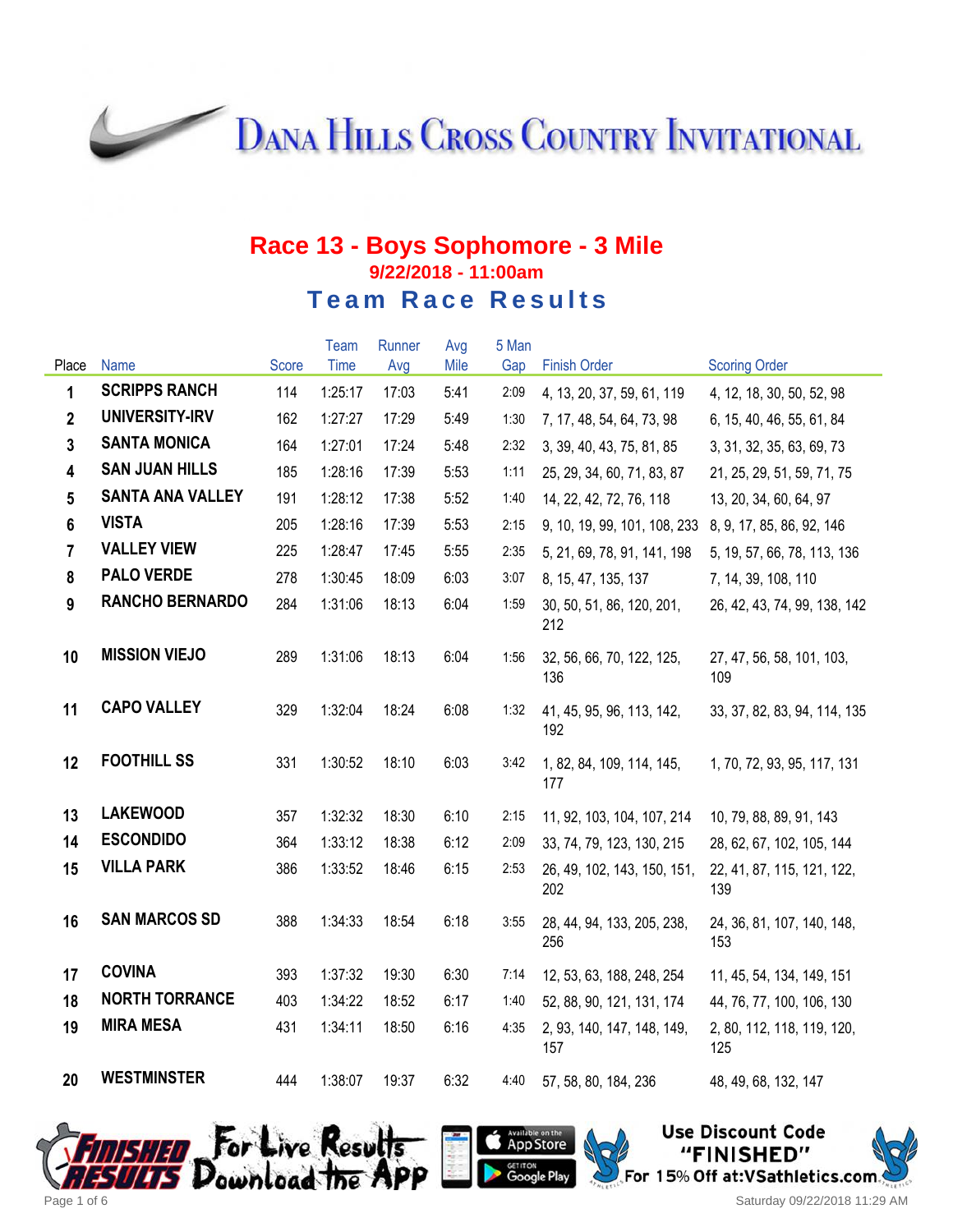# Dana Hills Cross Country Invitational

## Race 13 - Boys Sophomore - 3 Mile

### 9/22/2018 - 11:00am

### Team Race Results

| Place | Name | Score | Team Time | Runner Avg | Avg Mile | 5 Man Gap | Finish Order | Scoring Order |
|---|---|---|---|---|---|---|---|---|
| 1 | SCRIPPS RANCH | 114 | 1:25:17 | 17:03 | 5:41 | 2:09 | 4, 13, 20, 37, 59, 61, 119 | 4, 12, 18, 30, 50, 52, 98 |
| 2 | UNIVERSITY-IRV | 162 | 1:27:27 | 17:29 | 5:49 | 1:30 | 7, 17, 48, 54, 64, 73, 98 | 6, 15, 40, 46, 55, 61, 84 |
| 3 | SANTA MONICA | 164 | 1:27:01 | 17:24 | 5:48 | 2:32 | 3, 39, 40, 43, 75, 81, 85 | 3, 31, 32, 35, 63, 69, 73 |
| 4 | SAN JUAN HILLS | 185 | 1:28:16 | 17:39 | 5:53 | 1:11 | 25, 29, 34, 60, 71, 83, 87 | 21, 25, 29, 51, 59, 71, 75 |
| 5 | SANTA ANA VALLEY | 191 | 1:28:12 | 17:38 | 5:52 | 1:40 | 14, 22, 42, 72, 76, 118 | 13, 20, 34, 60, 64, 97 |
| 6 | VISTA | 205 | 1:28:16 | 17:39 | 5:53 | 2:15 | 9, 10, 19, 99, 101, 108, 233 | 8, 9, 17, 85, 86, 92, 146 |
| 7 | VALLEY VIEW | 225 | 1:28:47 | 17:45 | 5:55 | 2:35 | 5, 21, 69, 78, 91, 141, 198 | 5, 19, 57, 66, 78, 113, 136 |
| 8 | PALO VERDE | 278 | 1:30:45 | 18:09 | 6:03 | 3:07 | 8, 15, 47, 135, 137 | 7, 14, 39, 108, 110 |
| 9 | RANCHO BERNARDO | 284 | 1:31:06 | 18:13 | 6:04 | 1:59 | 30, 50, 51, 86, 120, 201, 212 | 26, 42, 43, 74, 99, 138, 142 |
| 10 | MISSION VIEJO | 289 | 1:31:06 | 18:13 | 6:04 | 1:56 | 32, 56, 66, 70, 122, 125, 136 | 27, 47, 56, 58, 101, 103, 109 |
| 11 | CAPO VALLEY | 329 | 1:32:04 | 18:24 | 6:08 | 1:32 | 41, 45, 95, 96, 113, 142, 192 | 33, 37, 82, 83, 94, 114, 135 |
| 12 | FOOTHILL SS | 331 | 1:30:52 | 18:10 | 6:03 | 3:42 | 1, 82, 84, 109, 114, 145, 177 | 1, 70, 72, 93, 95, 117, 131 |
| 13 | LAKEWOOD | 357 | 1:32:32 | 18:30 | 6:10 | 2:15 | 11, 92, 103, 104, 107, 214 | 10, 79, 88, 89, 91, 143 |
| 14 | ESCONDIDO | 364 | 1:33:12 | 18:38 | 6:12 | 2:09 | 33, 74, 79, 123, 130, 215 | 28, 62, 67, 102, 105, 144 |
| 15 | VILLA PARK | 386 | 1:33:52 | 18:46 | 6:15 | 2:53 | 26, 49, 102, 143, 150, 151, 202 | 22, 41, 87, 115, 121, 122, 139 |
| 16 | SAN MARCOS SD | 388 | 1:34:33 | 18:54 | 6:18 | 3:55 | 28, 44, 94, 133, 205, 238, 256 | 24, 36, 81, 107, 140, 148, 153 |
| 17 | COVINA | 393 | 1:37:32 | 19:30 | 6:30 | 7:14 | 12, 53, 63, 188, 248, 254 | 11, 45, 54, 134, 149, 151 |
| 18 | NORTH TORRANCE | 403 | 1:34:22 | 18:52 | 6:17 | 1:40 | 52, 88, 90, 121, 131, 174 | 44, 76, 77, 100, 106, 130 |
| 19 | MIRA MESA | 431 | 1:34:11 | 18:50 | 6:16 | 4:35 | 2, 93, 140, 147, 148, 149, 157 | 2, 80, 112, 118, 119, 120, 125 |
| 20 | WESTMINSTER | 444 | 1:38:07 | 19:37 | 6:32 | 4:40 | 57, 58, 80, 184, 236 | 48, 49, 68, 132, 147 |

Finished Results — For Live Results Download the App — Available on the App Store / Get it on Google Play

Use Discount Code "FINISHED" For 15% Off at:VSathletics.com

Saturday 09/22/2018 11:29 AM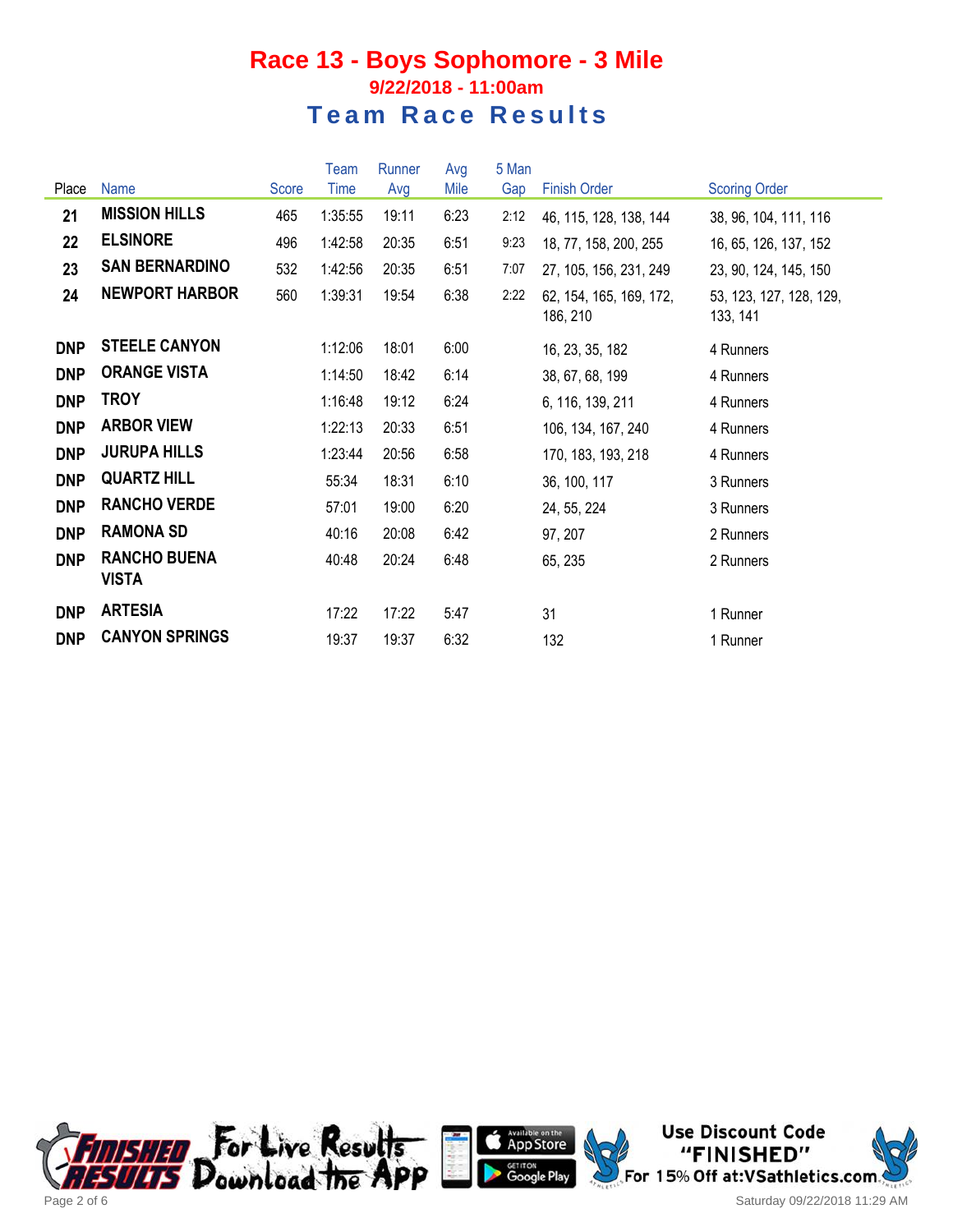# Race 13 - Boys Sophomore - 3 Mile

### 9/22/2018 - 11:00am

## Team Race Results

| Place | Name | Score | Team Time | Runner Avg | Avg Mile | 5 Man Gap | Finish Order | Scoring Order |
|---|---|---|---|---|---|---|---|---|
| **21** | **MISSION HILLS** | 465 | 1:35:55 | 19:11 | 6:23 | 2:12 | 46, 115, 128, 138, 144 | 38, 96, 104, 111, 116 |
| **22** | **ELSINORE** | 496 | 1:42:58 | 20:35 | 6:51 | 9:23 | 18, 77, 158, 200, 255 | 16, 65, 126, 137, 152 |
| **23** | **SAN BERNARDINO** | 532 | 1:42:56 | 20:35 | 6:51 | 7:07 | 27, 105, 156, 231, 249 | 23, 90, 124, 145, 150 |
| **24** | **NEWPORT HARBOR** | 560 | 1:39:31 | 19:54 | 6:38 | 2:22 | 62, 154, 165, 169, 172, 186, 210 | 53, 123, 127, 128, 129, 133, 141 |
| **DNP** | **STEELE CANYON** | | 1:12:06 | 18:01 | 6:00 | | 16, 23, 35, 182 | 4 Runners |
| **DNP** | **ORANGE VISTA** | | 1:14:50 | 18:42 | 6:14 | | 38, 67, 68, 199 | 4 Runners |
| **DNP** | **TROY** | | 1:16:48 | 19:12 | 6:24 | | 6, 116, 139, 211 | 4 Runners |
| **DNP** | **ARBOR VIEW** | | 1:22:13 | 20:33 | 6:51 | | 106, 134, 167, 240 | 4 Runners |
| **DNP** | **JURUPA HILLS** | | 1:23:44 | 20:56 | 6:58 | | 170, 183, 193, 218 | 4 Runners |
| **DNP** | **QUARTZ HILL** | | 55:34 | 18:31 | 6:10 | | 36, 100, 117 | 3 Runners |
| **DNP** | **RANCHO VERDE** | | 57:01 | 19:00 | 6:20 | | 24, 55, 224 | 3 Runners |
| **DNP** | **RAMONA SD** | | 40:16 | 20:08 | 6:42 | | 97, 207 | 2 Runners |
| **DNP** | **RANCHO BUENA VISTA** | | 40:48 | 20:24 | 6:48 | | 65, 235 | 2 Runners |
| **DNP** | **ARTESIA** | | 17:22 | 17:22 | 5:47 | | 31 | 1 Runner |
| **DNP** | **CANYON SPRINGS** | | 19:37 | 19:37 | 6:32 | | 132 | 1 Runner |

For Live Results Download the App

Use Discount Code "FINISHED" For 15% Off at:VSathletics.com

Saturday 09/22/2018 11:29 AM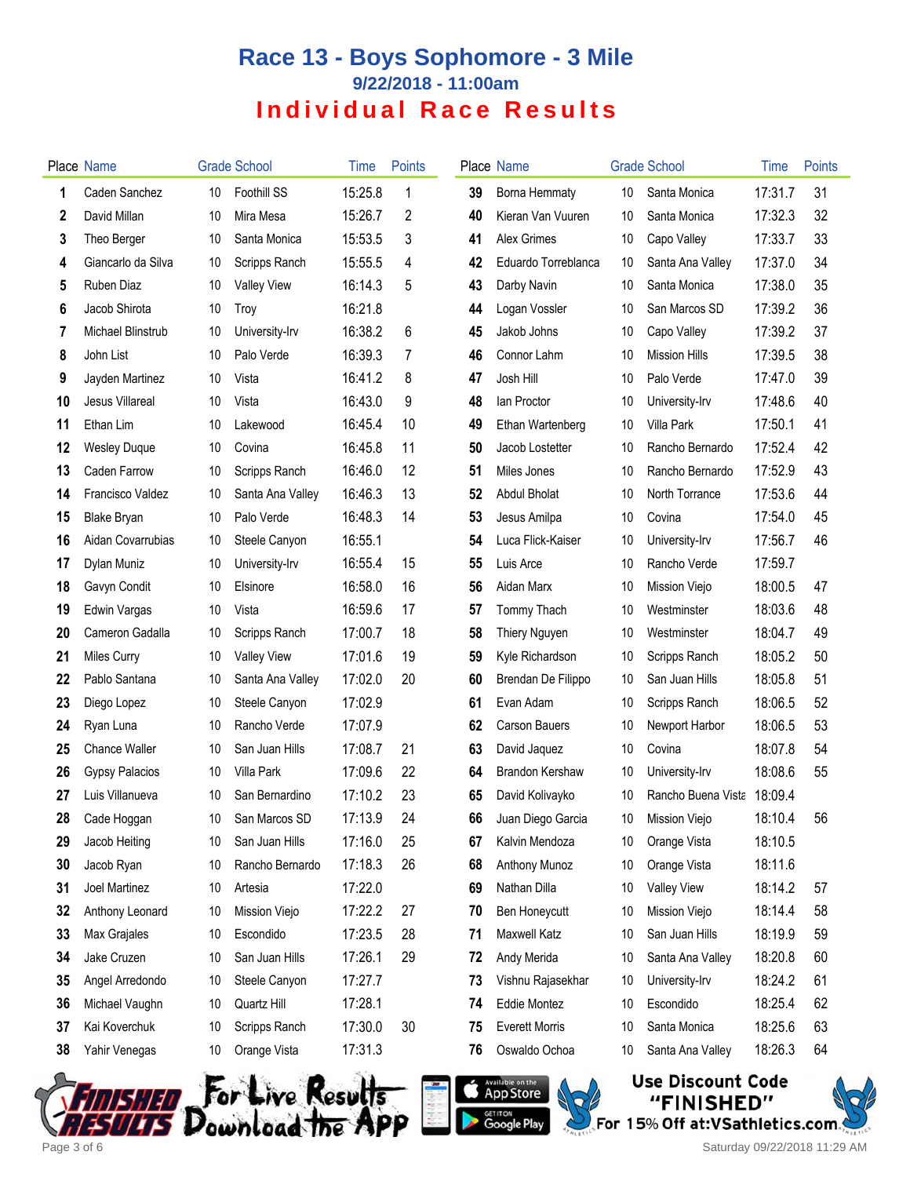# Race 13 - Boys Sophomore - 3 Mile

### 9/22/2018 - 11:00am

## Individual Race Results

| Place | Name | Grade | School | Time | Points |
|---|---|---|---|---|---|
| 1 | Caden Sanchez | 10 | Foothill SS | 15:25.8 | 1 |
| 2 | David Millan | 10 | Mira Mesa | 15:26.7 | 2 |
| 3 | Theo Berger | 10 | Santa Monica | 15:53.5 | 3 |
| 4 | Giancarlo da Silva | 10 | Scripps Ranch | 15:55.5 | 4 |
| 5 | Ruben Diaz | 10 | Valley View | 16:14.3 | 5 |
| 6 | Jacob Shirota | 10 | Troy | 16:21.8 | |
| 7 | Michael Blinstrub | 10 | University-Irv | 16:38.2 | 6 |
| 8 | John List | 10 | Palo Verde | 16:39.3 | 7 |
| 9 | Jayden Martinez | 10 | Vista | 16:41.2 | 8 |
| 10 | Jesus Villareal | 10 | Vista | 16:43.0 | 9 |
| 11 | Ethan Lim | 10 | Lakewood | 16:45.4 | 10 |
| 12 | Wesley Duque | 10 | Covina | 16:45.8 | 11 |
| 13 | Caden Farrow | 10 | Scripps Ranch | 16:46.0 | 12 |
| 14 | Francisco Valdez | 10 | Santa Ana Valley | 16:46.3 | 13 |
| 15 | Blake Bryan | 10 | Palo Verde | 16:48.3 | 14 |
| 16 | Aidan Covarrubias | 10 | Steele Canyon | 16:55.1 | |
| 17 | Dylan Muniz | 10 | University-Irv | 16:55.4 | 15 |
| 18 | Gavyn Condit | 10 | Elsinore | 16:58.0 | 16 |
| 19 | Edwin Vargas | 10 | Vista | 16:59.6 | 17 |
| 20 | Cameron Gadalla | 10 | Scripps Ranch | 17:00.7 | 18 |
| 21 | Miles Curry | 10 | Valley View | 17:01.6 | 19 |
| 22 | Pablo Santana | 10 | Santa Ana Valley | 17:02.0 | 20 |
| 23 | Diego Lopez | 10 | Steele Canyon | 17:02.9 | |
| 24 | Ryan Luna | 10 | Rancho Verde | 17:07.9 | |
| 25 | Chance Waller | 10 | San Juan Hills | 17:08.7 | 21 |
| 26 | Gypsy Palacios | 10 | Villa Park | 17:09.6 | 22 |
| 27 | Luis Villanueva | 10 | San Bernardino | 17:10.2 | 23 |
| 28 | Cade Hoggan | 10 | San Marcos SD | 17:13.9 | 24 |
| 29 | Jacob Heiting | 10 | San Juan Hills | 17:16.0 | 25 |
| 30 | Jacob Ryan | 10 | Rancho Bernardo | 17:18.3 | 26 |
| 31 | Joel Martinez | 10 | Artesia | 17:22.0 | |
| 32 | Anthony Leonard | 10 | Mission Viejo | 17:22.2 | 27 |
| 33 | Max Grajales | 10 | Escondido | 17:23.5 | 28 |
| 34 | Jake Cruzen | 10 | San Juan Hills | 17:26.1 | 29 |
| 35 | Angel Arredondo | 10 | Steele Canyon | 17:27.7 | |
| 36 | Michael Vaughn | 10 | Quartz Hill | 17:28.1 | |
| 37 | Kai Koverchuk | 10 | Scripps Ranch | 17:30.0 | 30 |
| 38 | Yahir Venegas | 10 | Orange Vista | 17:31.3 | |
| 39 | Borna Hemmaty | 10 | Santa Monica | 17:31.7 | 31 |
| 40 | Kieran Van Vuuren | 10 | Santa Monica | 17:32.3 | 32 |
| 41 | Alex Grimes | 10 | Capo Valley | 17:33.7 | 33 |
| 42 | Eduardo Torreblanca | 10 | Santa Ana Valley | 17:37.0 | 34 |
| 43 | Darby Navin | 10 | Santa Monica | 17:38.0 | 35 |
| 44 | Logan Vossler | 10 | San Marcos SD | 17:39.2 | 36 |
| 45 | Jakob Johns | 10 | Capo Valley | 17:39.2 | 37 |
| 46 | Connor Lahm | 10 | Mission Hills | 17:39.5 | 38 |
| 47 | Josh Hill | 10 | Palo Verde | 17:47.0 | 39 |
| 48 | Ian Proctor | 10 | University-Irv | 17:48.6 | 40 |
| 49 | Ethan Wartenberg | 10 | Villa Park | 17:50.1 | 41 |
| 50 | Jacob Lostetter | 10 | Rancho Bernardo | 17:52.4 | 42 |
| 51 | Miles Jones | 10 | Rancho Bernardo | 17:52.9 | 43 |
| 52 | Abdul Bholat | 10 | North Torrance | 17:53.6 | 44 |
| 53 | Jesus Amilpa | 10 | Covina | 17:54.0 | 45 |
| 54 | Luca Flick-Kaiser | 10 | University-Irv | 17:56.7 | 46 |
| 55 | Luis Arce | 10 | Rancho Verde | 17:59.7 | |
| 56 | Aidan Marx | 10 | Mission Viejo | 18:00.5 | 47 |
| 57 | Tommy Thach | 10 | Westminster | 18:03.6 | 48 |
| 58 | Thiery Nguyen | 10 | Westminster | 18:04.7 | 49 |
| 59 | Kyle Richardson | 10 | Scripps Ranch | 18:05.2 | 50 |
| 60 | Brendan De Filippo | 10 | San Juan Hills | 18:05.8 | 51 |
| 61 | Evan Adam | 10 | Scripps Ranch | 18:06.5 | 52 |
| 62 | Carson Bauers | 10 | Newport Harbor | 18:06.5 | 53 |
| 63 | David Jaquez | 10 | Covina | 18:07.8 | 54 |
| 64 | Brandon Kershaw | 10 | University-Irv | 18:08.6 | 55 |
| 65 | David Kolivayko | 10 | Rancho Buena Vista | 18:09.4 | |
| 66 | Juan Diego Garcia | 10 | Mission Viejo | 18:10.4 | 56 |
| 67 | Kalvin Mendoza | 10 | Orange Vista | 18:10.5 | |
| 68 | Anthony Munoz | 10 | Orange Vista | 18:11.6 | |
| 69 | Nathan Dilla | 10 | Valley View | 18:14.2 | 57 |
| 70 | Ben Honeycutt | 10 | Mission Viejo | 18:14.4 | 58 |
| 71 | Maxwell Katz | 10 | San Juan Hills | 18:19.9 | 59 |
| 72 | Andy Merida | 10 | Santa Ana Valley | 18:20.8 | 60 |
| 73 | Vishnu Rajasekhar | 10 | University-Irv | 18:24.2 | 61 |
| 74 | Eddie Montez | 10 | Escondido | 18:25.4 | 62 |
| 75 | Everett Morris | 10 | Santa Monica | 18:25.6 | 63 |
| 76 | Oswaldo Ochoa | 10 | Santa Ana Valley | 18:26.3 | 64 |

For Live Results Download the App

Use Discount Code "FINISHED" For 15% Off at:VSathletics.com

Saturday 09/22/2018 11:29 AM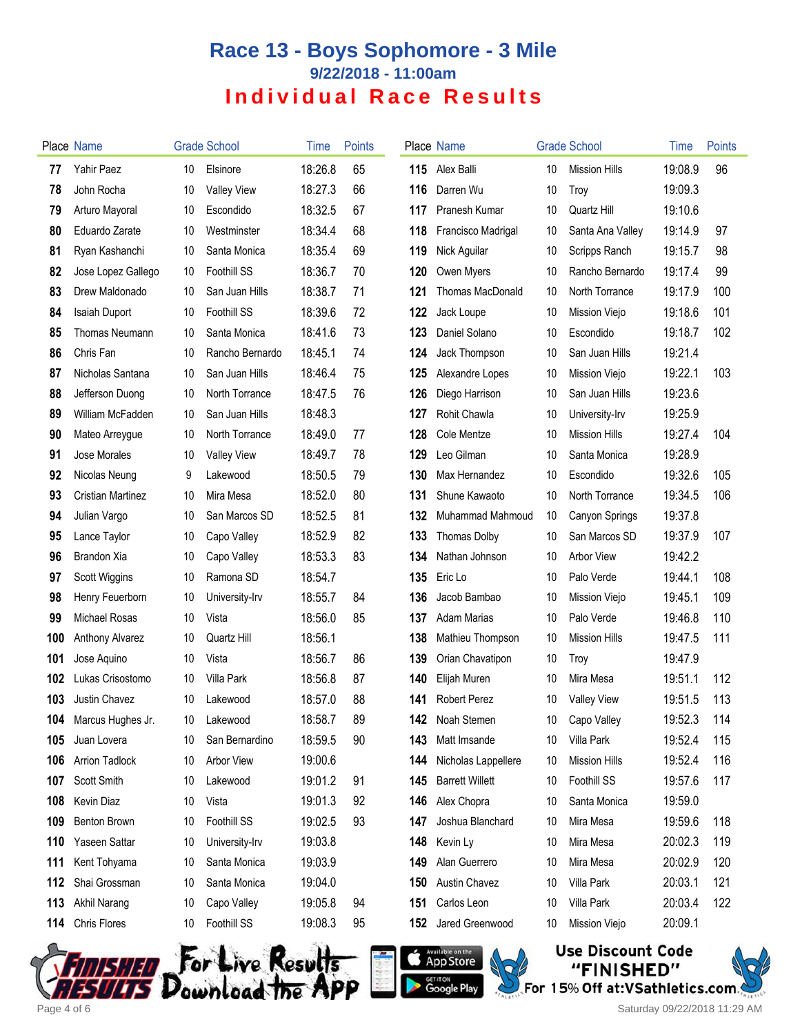# Race 13 - Boys Sophomore - 3 Mile

## 9/22/2018 - 11:00am

## Individual Race Results

| Place | Name | Grade | School | Time | Points |
|---|---|---|---|---|---|
| 77 | Yahir Paez | 10 | Elsinore | 18:26.8 | 65 |
| 78 | John Rocha | 10 | Valley View | 18:27.3 | 66 |
| 79 | Arturo Mayoral | 10 | Escondido | 18:32.5 | 67 |
| 80 | Eduardo Zarate | 10 | Westminster | 18:34.4 | 68 |
| 81 | Ryan Kashanchi | 10 | Santa Monica | 18:35.4 | 69 |
| 82 | Jose Lopez Gallego | 10 | Foothill SS | 18:36.7 | 70 |
| 83 | Drew Maldonado | 10 | San Juan Hills | 18:38.7 | 71 |
| 84 | Isaiah Duport | 10 | Foothill SS | 18:39.6 | 72 |
| 85 | Thomas Neumann | 10 | Santa Monica | 18:41.6 | 73 |
| 86 | Chris Fan | 10 | Rancho Bernardo | 18:45.1 | 74 |
| 87 | Nicholas Santana | 10 | San Juan Hills | 18:46.4 | 75 |
| 88 | Jefferson Duong | 10 | North Torrance | 18:47.5 | 76 |
| 89 | William McFadden | 10 | San Juan Hills | 18:48.3 | |
| 90 | Mateo Arreygue | 10 | North Torrance | 18:49.0 | 77 |
| 91 | Jose Morales | 10 | Valley View | 18:49.7 | 78 |
| 92 | Nicolas Neung | 9 | Lakewood | 18:50.5 | 79 |
| 93 | Cristian Martinez | 10 | Mira Mesa | 18:52.0 | 80 |
| 94 | Julian Vargo | 10 | San Marcos SD | 18:52.5 | 81 |
| 95 | Lance Taylor | 10 | Capo Valley | 18:52.9 | 82 |
| 96 | Brandon Xia | 10 | Capo Valley | 18:53.3 | 83 |
| 97 | Scott Wiggins | 10 | Ramona SD | 18:54.7 | |
| 98 | Henry Feuerborn | 10 | University-Irv | 18:55.7 | 84 |
| 99 | Michael Rosas | 10 | Vista | 18:56.0 | 85 |
| 100 | Anthony Alvarez | 10 | Quartz Hill | 18:56.1 | |
| 101 | Jose Aquino | 10 | Vista | 18:56.7 | 86 |
| 102 | Lukas Crisostomo | 10 | Villa Park | 18:56.8 | 87 |
| 103 | Justin Chavez | 10 | Lakewood | 18:57.0 | 88 |
| 104 | Marcus Hughes Jr. | 10 | Lakewood | 18:58.7 | 89 |
| 105 | Juan Lovera | 10 | San Bernardino | 18:59.5 | 90 |
| 106 | Arrion Tadlock | 10 | Arbor View | 19:00.6 | |
| 107 | Scott Smith | 10 | Lakewood | 19:01.2 | 91 |
| 108 | Kevin Diaz | 10 | Vista | 19:01.3 | 92 |
| 109 | Benton Brown | 10 | Foothill SS | 19:02.5 | 93 |
| 110 | Yaseen Sattar | 10 | University-Irv | 19:03.8 | |
| 111 | Kent Tohyama | 10 | Santa Monica | 19:03.9 | |
| 112 | Shai Grossman | 10 | Santa Monica | 19:04.0 | |
| 113 | Akhil Narang | 10 | Capo Valley | 19:05.8 | 94 |
| 114 | Chris Flores | 10 | Foothill SS | 19:08.3 | 95 |
| 115 | Alex Balli | 10 | Mission Hills | 19:08.9 | 96 |
| 116 | Darren Wu | 10 | Troy | 19:09.3 | |
| 117 | Pranesh Kumar | 10 | Quartz Hill | 19:10.6 | |
| 118 | Francisco Madrigal | 10 | Santa Ana Valley | 19:14.9 | 97 |
| 119 | Nick Aguilar | 10 | Scripps Ranch | 19:15.7 | 98 |
| 120 | Owen Myers | 10 | Rancho Bernardo | 19:17.4 | 99 |
| 121 | Thomas MacDonald | 10 | North Torrance | 19:17.9 | 100 |
| 122 | Jack Loupe | 10 | Mission Viejo | 19:18.6 | 101 |
| 123 | Daniel Solano | 10 | Escondido | 19:18.7 | 102 |
| 124 | Jack Thompson | 10 | San Juan Hills | 19:21.4 | |
| 125 | Alexandre Lopes | 10 | Mission Viejo | 19:22.1 | 103 |
| 126 | Diego Harrison | 10 | San Juan Hills | 19:23.6 | |
| 127 | Rohit Chawla | 10 | University-Irv | 19:25.9 | |
| 128 | Cole Mentze | 10 | Mission Hills | 19:27.4 | 104 |
| 129 | Leo Gilman | 10 | Santa Monica | 19:28.9 | |
| 130 | Max Hernandez | 10 | Escondido | 19:32.6 | 105 |
| 131 | Shune Kawaoto | 10 | North Torrance | 19:34.5 | 106 |
| 132 | Muhammad Mahmoud | 10 | Canyon Springs | 19:37.8 | |
| 133 | Thomas Dolby | 10 | San Marcos SD | 19:37.9 | 107 |
| 134 | Nathan Johnson | 10 | Arbor View | 19:42.2 | |
| 135 | Eric Lo | 10 | Palo Verde | 19:44.1 | 108 |
| 136 | Jacob Bambao | 10 | Mission Viejo | 19:45.1 | 109 |
| 137 | Adam Marias | 10 | Palo Verde | 19:46.8 | 110 |
| 138 | Mathieu Thompson | 10 | Mission Hills | 19:47.5 | 111 |
| 139 | Orian Chavatipon | 10 | Troy | 19:47.9 | |
| 140 | Elijah Muren | 10 | Mira Mesa | 19:51.1 | 112 |
| 141 | Robert Perez | 10 | Valley View | 19:51.5 | 113 |
| 142 | Noah Stemen | 10 | Capo Valley | 19:52.3 | 114 |
| 143 | Matt Imsande | 10 | Villa Park | 19:52.4 | 115 |
| 144 | Nicholas Lappellere | 10 | Mission Hills | 19:52.4 | 116 |
| 145 | Barrett Willett | 10 | Foothill SS | 19:57.6 | 117 |
| 146 | Alex Chopra | 10 | Santa Monica | 19:59.0 | |
| 147 | Joshua Blanchard | 10 | Mira Mesa | 19:59.6 | 118 |
| 148 | Kevin Ly | 10 | Mira Mesa | 20:02.3 | 119 |
| 149 | Alan Guerrero | 10 | Mira Mesa | 20:02.9 | 120 |
| 150 | Austin Chavez | 10 | Villa Park | 20:03.1 | 121 |
| 151 | Carlos Leon | 10 | Villa Park | 20:03.4 | 122 |
| 152 | Jared Greenwood | 10 | Mission Viejo | 20:09.1 | |

Finished Results - For Live Results Download the App

Use Discount Code "FINISHED" For 15% Off at:VSathletics.com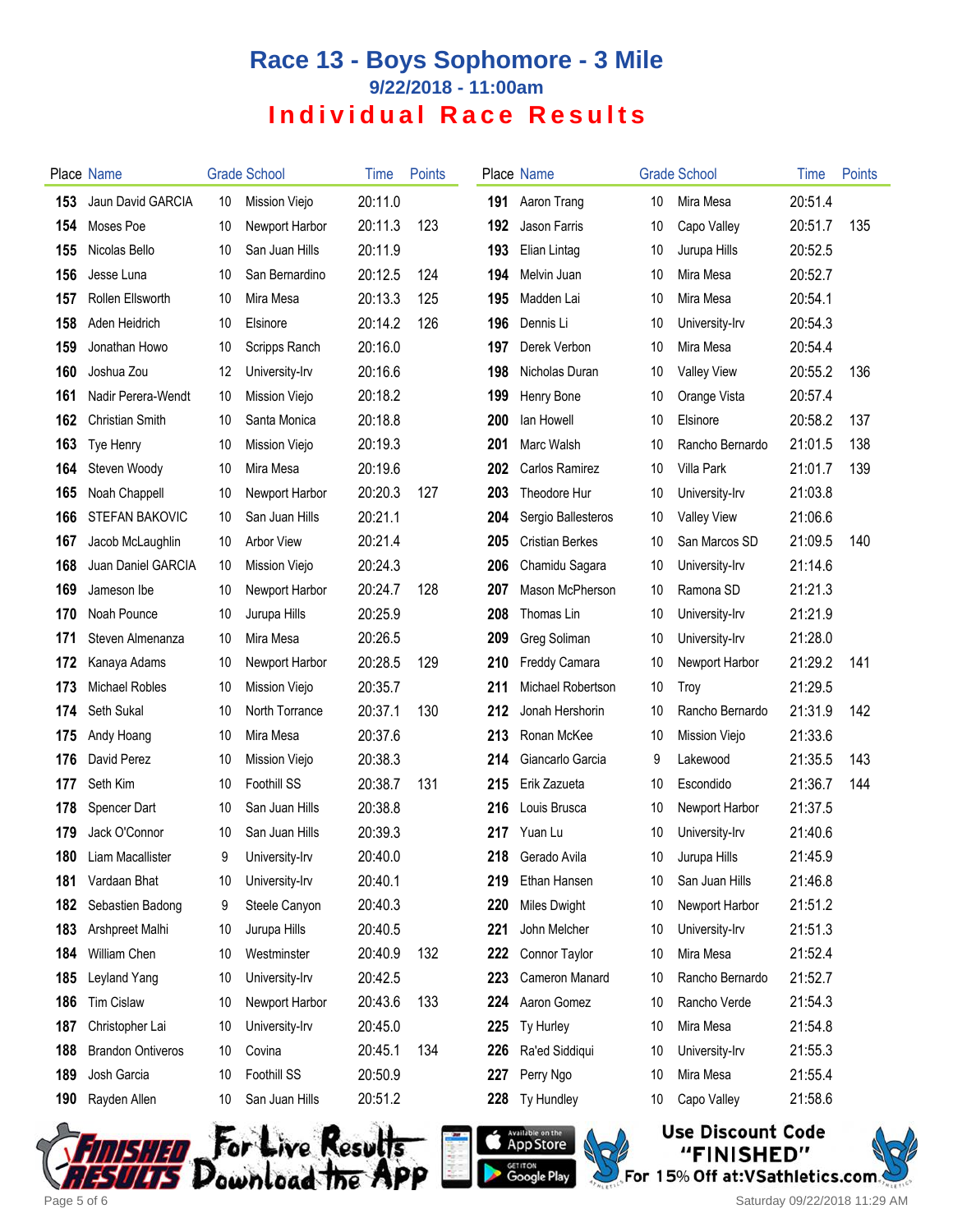# Race 13 - Boys Sophomore - 3 Mile

## 9/22/2018 - 11:00am

## Individual Race Results

| Place | Name | Grade | School | Time | Points |
|---|---|---|---|---|---|
| 153 | Jaun David GARCIA | 10 | Mission Viejo | 20:11.0 | |
| 154 | Moses Poe | 10 | Newport Harbor | 20:11.3 | 123 |
| 155 | Nicolas Bello | 10 | San Juan Hills | 20:11.9 | |
| 156 | Jesse Luna | 10 | San Bernardino | 20:12.5 | 124 |
| 157 | Rollen Ellsworth | 10 | Mira Mesa | 20:13.3 | 125 |
| 158 | Aden Heidrich | 10 | Elsinore | 20:14.2 | 126 |
| 159 | Jonathan Howo | 10 | Scripps Ranch | 20:16.0 | |
| 160 | Joshua Zou | 12 | University-Irv | 20:16.6 | |
| 161 | Nadir Perera-Wendt | 10 | Mission Viejo | 20:18.2 | |
| 162 | Christian Smith | 10 | Santa Monica | 20:18.8 | |
| 163 | Tye Henry | 10 | Mission Viejo | 20:19.3 | |
| 164 | Steven Woody | 10 | Mira Mesa | 20:19.6 | |
| 165 | Noah Chappell | 10 | Newport Harbor | 20:20.3 | 127 |
| 166 | STEFAN BAKOVIC | 10 | San Juan Hills | 20:21.1 | |
| 167 | Jacob McLaughlin | 10 | Arbor View | 20:21.4 | |
| 168 | Juan Daniel GARCIA | 10 | Mission Viejo | 20:24.3 | |
| 169 | Jameson Ibe | 10 | Newport Harbor | 20:24.7 | 128 |
| 170 | Noah Pounce | 10 | Jurupa Hills | 20:25.9 | |
| 171 | Steven Almenanza | 10 | Mira Mesa | 20:26.5 | |
| 172 | Kanaya Adams | 10 | Newport Harbor | 20:28.5 | 129 |
| 173 | Michael Robles | 10 | Mission Viejo | 20:35.7 | |
| 174 | Seth Sukal | 10 | North Torrance | 20:37.1 | 130 |
| 175 | Andy Hoang | 10 | Mira Mesa | 20:37.6 | |
| 176 | David Perez | 10 | Mission Viejo | 20:38.3 | |
| 177 | Seth Kim | 10 | Foothill SS | 20:38.7 | 131 |
| 178 | Spencer Dart | 10 | San Juan Hills | 20:38.8 | |
| 179 | Jack O'Connor | 10 | San Juan Hills | 20:39.3 | |
| 180 | Liam Macallister | 9 | University-Irv | 20:40.0 | |
| 181 | Vardaan Bhat | 10 | University-Irv | 20:40.1 | |
| 182 | Sebastien Badong | 9 | Steele Canyon | 20:40.3 | |
| 183 | Arshpreet Malhi | 10 | Jurupa Hills | 20:40.5 | |
| 184 | William Chen | 10 | Westminster | 20:40.9 | 132 |
| 185 | Leyland Yang | 10 | University-Irv | 20:42.5 | |
| 186 | Tim Cislaw | 10 | Newport Harbor | 20:43.6 | 133 |
| 187 | Christopher Lai | 10 | University-Irv | 20:45.0 | |
| 188 | Brandon Ontiveros | 10 | Covina | 20:45.1 | 134 |
| 189 | Josh Garcia | 10 | Foothill SS | 20:50.9 | |
| 190 | Rayden Allen | 10 | San Juan Hills | 20:51.2 | |
| 191 | Aaron Trang | 10 | Mira Mesa | 20:51.4 | |
| 192 | Jason Farris | 10 | Capo Valley | 20:51.7 | 135 |
| 193 | Elian Lintag | 10 | Jurupa Hills | 20:52.5 | |
| 194 | Melvin Juan | 10 | Mira Mesa | 20:52.7 | |
| 195 | Madden Lai | 10 | Mira Mesa | 20:54.1 | |
| 196 | Dennis Li | 10 | University-Irv | 20:54.3 | |
| 197 | Derek Verbon | 10 | Mira Mesa | 20:54.4 | |
| 198 | Nicholas Duran | 10 | Valley View | 20:55.2 | 136 |
| 199 | Henry Bone | 10 | Orange Vista | 20:57.4 | |
| 200 | Ian Howell | 10 | Elsinore | 20:58.2 | 137 |
| 201 | Marc Walsh | 10 | Rancho Bernardo | 21:01.5 | 138 |
| 202 | Carlos Ramirez | 10 | Villa Park | 21:01.7 | 139 |
| 203 | Theodore Hur | 10 | University-Irv | 21:03.8 | |
| 204 | Sergio Ballesteros | 10 | Valley View | 21:06.6 | |
| 205 | Cristian Berkes | 10 | San Marcos SD | 21:09.5 | 140 |
| 206 | Chamidu Sagara | 10 | University-Irv | 21:14.6 | |
| 207 | Mason McPherson | 10 | Ramona SD | 21:21.3 | |
| 208 | Thomas Lin | 10 | University-Irv | 21:21.9 | |
| 209 | Greg Soliman | 10 | University-Irv | 21:28.0 | |
| 210 | Freddy Camara | 10 | Newport Harbor | 21:29.2 | 141 |
| 211 | Michael Robertson | 10 | Troy | 21:29.5 | |
| 212 | Jonah Hershorin | 10 | Rancho Bernardo | 21:31.9 | 142 |
| 213 | Ronan McKee | 10 | Mission Viejo | 21:33.6 | |
| 214 | Giancarlo Garcia | 9 | Lakewood | 21:35.5 | 143 |
| 215 | Erik Zazueta | 10 | Escondido | 21:36.7 | 144 |
| 216 | Louis Brusca | 10 | Newport Harbor | 21:37.5 | |
| 217 | Yuan Lu | 10 | University-Irv | 21:40.6 | |
| 218 | Gerado Avila | 10 | Jurupa Hills | 21:45.9 | |
| 219 | Ethan Hansen | 10 | San Juan Hills | 21:46.8 | |
| 220 | Miles Dwight | 10 | Newport Harbor | 21:51.2 | |
| 221 | John Melcher | 10 | University-Irv | 21:51.3 | |
| 222 | Connor Taylor | 10 | Mira Mesa | 21:52.4 | |
| 223 | Cameron Manard | 10 | Rancho Bernardo | 21:52.7 | |
| 224 | Aaron Gomez | 10 | Rancho Verde | 21:54.3 | |
| 225 | Ty Hurley | 10 | Mira Mesa | 21:54.8 | |
| 226 | Ra'ed Siddiqui | 10 | University-Irv | 21:55.3 | |
| 227 | Perry Ngo | 10 | Mira Mesa | 21:55.4 | |
| 228 | Ty Hundley | 10 | Capo Valley | 21:58.6 | |

For Live Results Download the APP — Available on the App Store / Get it on Google Play

Use Discount Code "FINISHED" For 15% Off at:VSathletics.com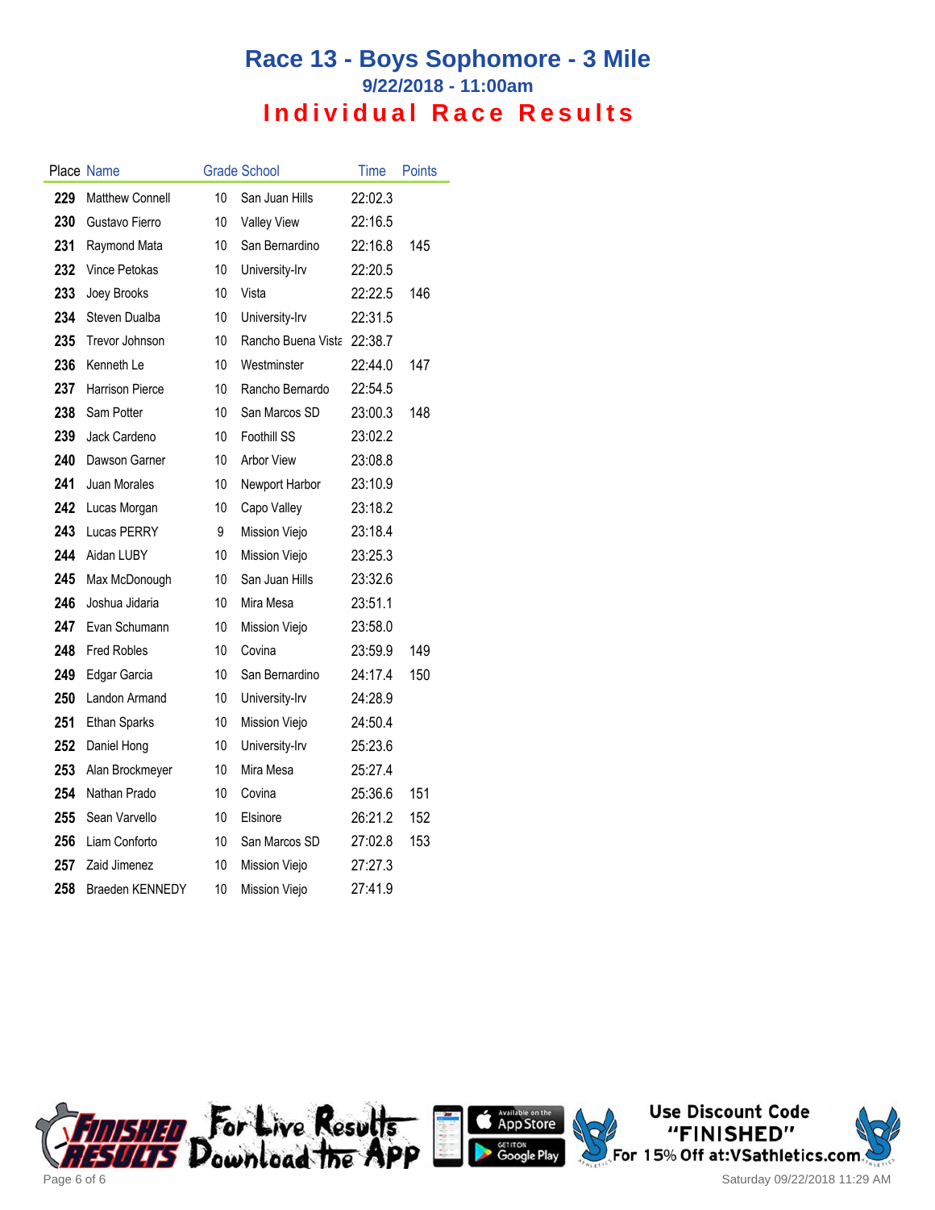# Race 13 - Boys Sophomore - 3 Mile

## 9/22/2018 - 11:00am

## Individual Race Results

| Place | Name | Grade | School | Time | Points |
|---|---|---|---|---|---|
| 229 | Matthew Connell | 10 | San Juan Hills | 22:02.3 | |
| 230 | Gustavo Fierro | 10 | Valley View | 22:16.5 | |
| 231 | Raymond Mata | 10 | San Bernardino | 22:16.8 | 145 |
| 232 | Vince Petokas | 10 | University-Irv | 22:20.5 | |
| 233 | Joey Brooks | 10 | Vista | 22:22.5 | 146 |
| 234 | Steven Dualba | 10 | University-Irv | 22:31.5 | |
| 235 | Trevor Johnson | 10 | Rancho Buena Vista | 22:38.7 | |
| 236 | Kenneth Le | 10 | Westminster | 22:44.0 | 147 |
| 237 | Harrison Pierce | 10 | Rancho Bernardo | 22:54.5 | |
| 238 | Sam Potter | 10 | San Marcos SD | 23:00.3 | 148 |
| 239 | Jack Cardeno | 10 | Foothill SS | 23:02.2 | |
| 240 | Dawson Garner | 10 | Arbor View | 23:08.8 | |
| 241 | Juan Morales | 10 | Newport Harbor | 23:10.9 | |
| 242 | Lucas Morgan | 10 | Capo Valley | 23:18.2 | |
| 243 | Lucas PERRY | 9 | Mission Viejo | 23:18.4 | |
| 244 | Aidan LUBY | 10 | Mission Viejo | 23:25.3 | |
| 245 | Max McDonough | 10 | San Juan Hills | 23:32.6 | |
| 246 | Joshua Jidaria | 10 | Mira Mesa | 23:51.1 | |
| 247 | Evan Schumann | 10 | Mission Viejo | 23:58.0 | |
| 248 | Fred Robles | 10 | Covina | 23:59.9 | 149 |
| 249 | Edgar Garcia | 10 | San Bernardino | 24:17.4 | 150 |
| 250 | Landon Armand | 10 | University-Irv | 24:28.9 | |
| 251 | Ethan Sparks | 10 | Mission Viejo | 24:50.4 | |
| 252 | Daniel Hong | 10 | University-Irv | 25:23.6 | |
| 253 | Alan Brockmeyer | 10 | Mira Mesa | 25:27.4 | |
| 254 | Nathan Prado | 10 | Covina | 25:36.6 | 151 |
| 255 | Sean Varvello | 10 | Elsinore | 26:21.2 | 152 |
| 256 | Liam Conforto | 10 | San Marcos SD | 27:02.8 | 153 |
| 257 | Zaid Jimenez | 10 | Mission Viejo | 27:27.3 | |
| 258 | Braeden KENNEDY | 10 | Mission Viejo | 27:41.9 | |

Finished Results — For Live Results Download the App — Available on the App Store — Get it on Google Play

Use Discount Code "FINISHED" For 15% Off at:VSathletics.com

Saturday 09/22/2018 11:29 AM